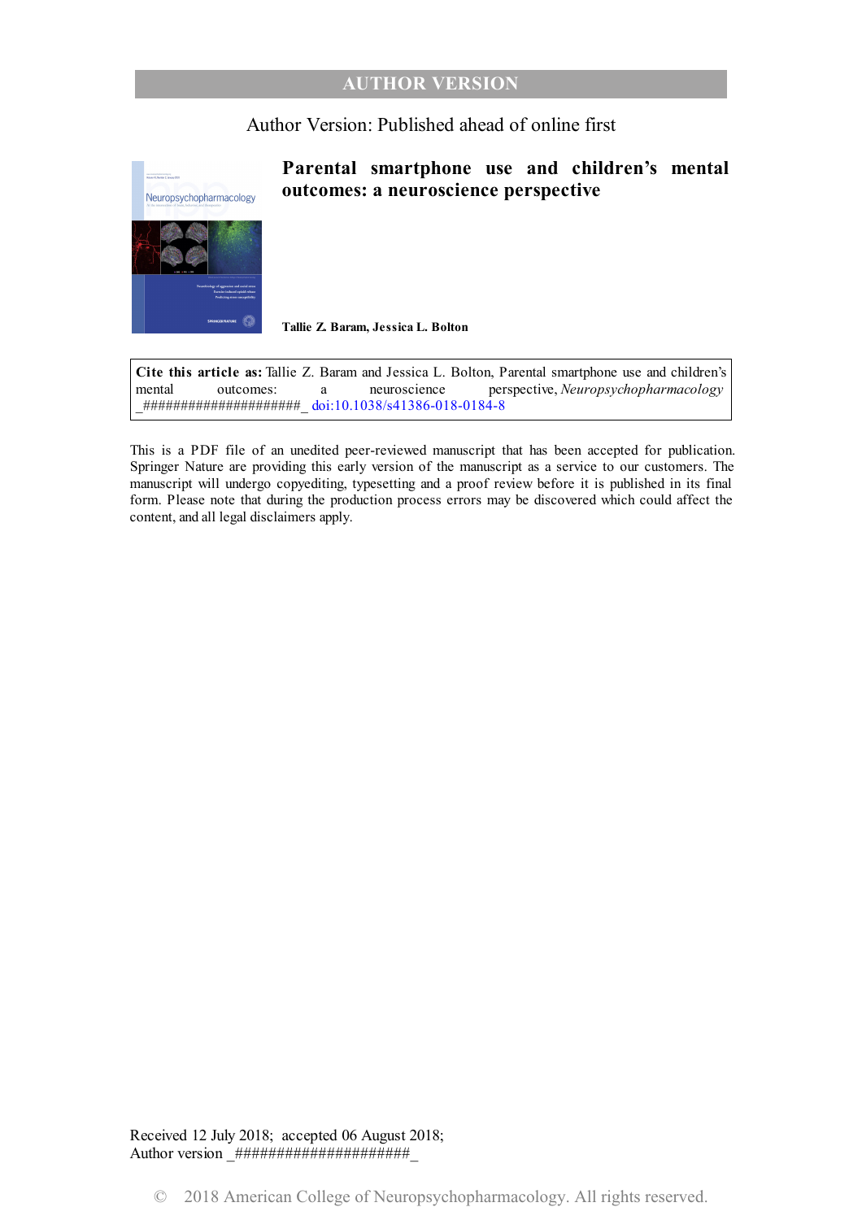AUTHOR VERSION

Author Version: Published ahead of online first

# Parental smartphone use and children's mental outcomes: a neuroscience perspective

**Tallie Z. Baram, Jessica L. Bolton**

**Cite this article as:** Tallie Z. Baram and Jessica L. Bolton, Parental smartphone use and children's mental outcomes: a neuroscience perspective, *Neuropsychopharmacology* _#####################_ doi:10.1038/s41386-018-0184-8

This is a PDF file of an unedited peer-reviewed manuscript that has been accepted for publication. Springer Nature are providing this early version of the manuscript as a service to our customers. The manuscript will undergo copyediting, typesetting and a proof review before it is published in its final form. Please note that during the production process errors may be discovered which could affect the content, and all legal disclaimers apply.

Received 12 July 2018; accepted 06 August 2018;
Author version _#####################_

© 2018 American College of Neuropsychopharmacology. All rights reserved.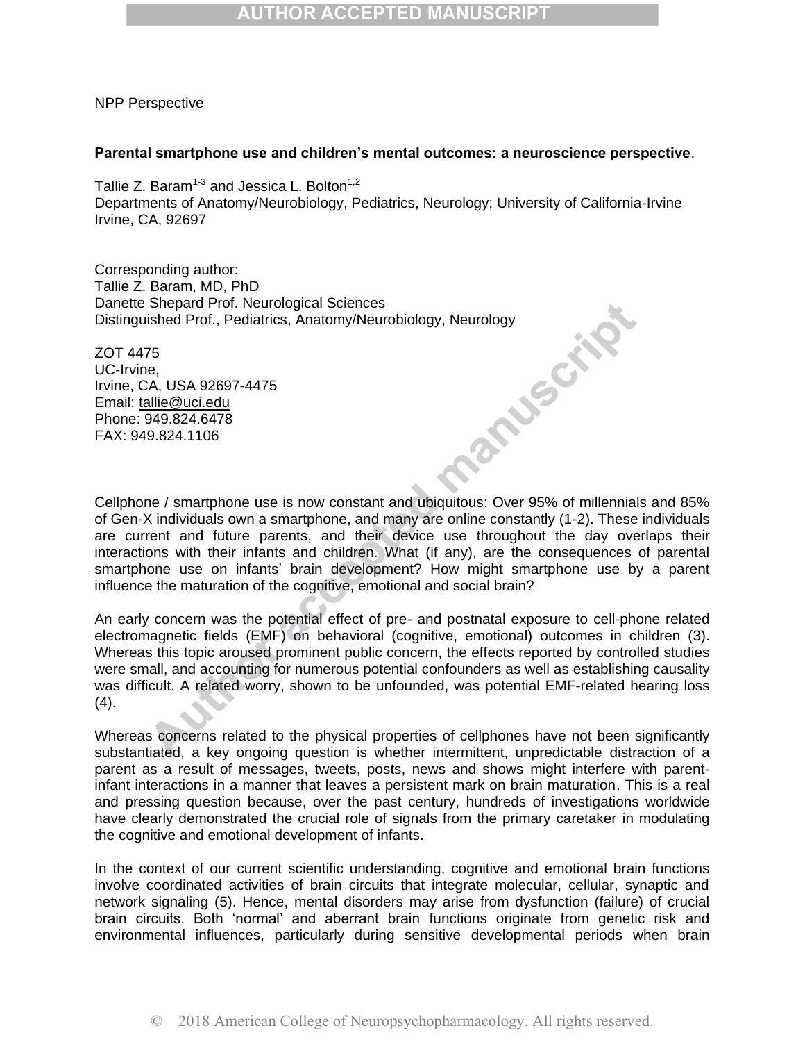NPP Perspective

**Parental smartphone use and children's mental outcomes: a neuroscience perspective**.

Tallie Z. Baram[1-3] and Jessica L. Bolton[1,2]
Departments of Anatomy/Neurobiology, Pediatrics, Neurology; University of California-Irvine
Irvine, CA, 92697

Corresponding author:
Tallie Z. Baram, MD, PhD
Danette Shepard Prof. Neurological Sciences
Distinguished Prof., Pediatrics, Anatomy/Neurobiology, Neurology

ZOT 4475
UC-Irvine,
Irvine, CA, USA 92697-4475
Email: tallie@uci.edu
Phone: 949.824.6478
FAX: 949.824.1106

Cellphone / smartphone use is now constant and ubiquitous: Over 95% of millennials and 85% of Gen-X individuals own a smartphone, and many are online constantly (1-2). These individuals are current and future parents, and their device use throughout the day overlaps their interactions with their infants and children. What (if any), are the consequences of parental smartphone use on infants' brain development? How might smartphone use by a parent influence the maturation of the cognitive, emotional and social brain?

An early concern was the potential effect of pre- and postnatal exposure to cell-phone related electromagnetic fields (EMF) on behavioral (cognitive, emotional) outcomes in children (3). Whereas this topic aroused prominent public concern, the effects reported by controlled studies were small, and accounting for numerous potential confounders as well as establishing causality was difficult. A related worry, shown to be unfounded, was potential EMF-related hearing loss (4).

Whereas concerns related to the physical properties of cellphones have not been significantly substantiated, a key ongoing question is whether intermittent, unpredictable distraction of a parent as a result of messages, tweets, posts, news and shows might interfere with parent-infant interactions in a manner that leaves a persistent mark on brain maturation. This is a real and pressing question because, over the past century, hundreds of investigations worldwide have clearly demonstrated the crucial role of signals from the primary caretaker in modulating the cognitive and emotional development of infants.

In the context of our current scientific understanding, cognitive and emotional brain functions involve coordinated activities of brain circuits that integrate molecular, cellular, synaptic and network signaling (5). Hence, mental disorders may arise from dysfunction (failure) of crucial brain circuits. Both 'normal' and aberrant brain functions originate from genetic risk and environmental influences, particularly during sensitive developmental periods when brain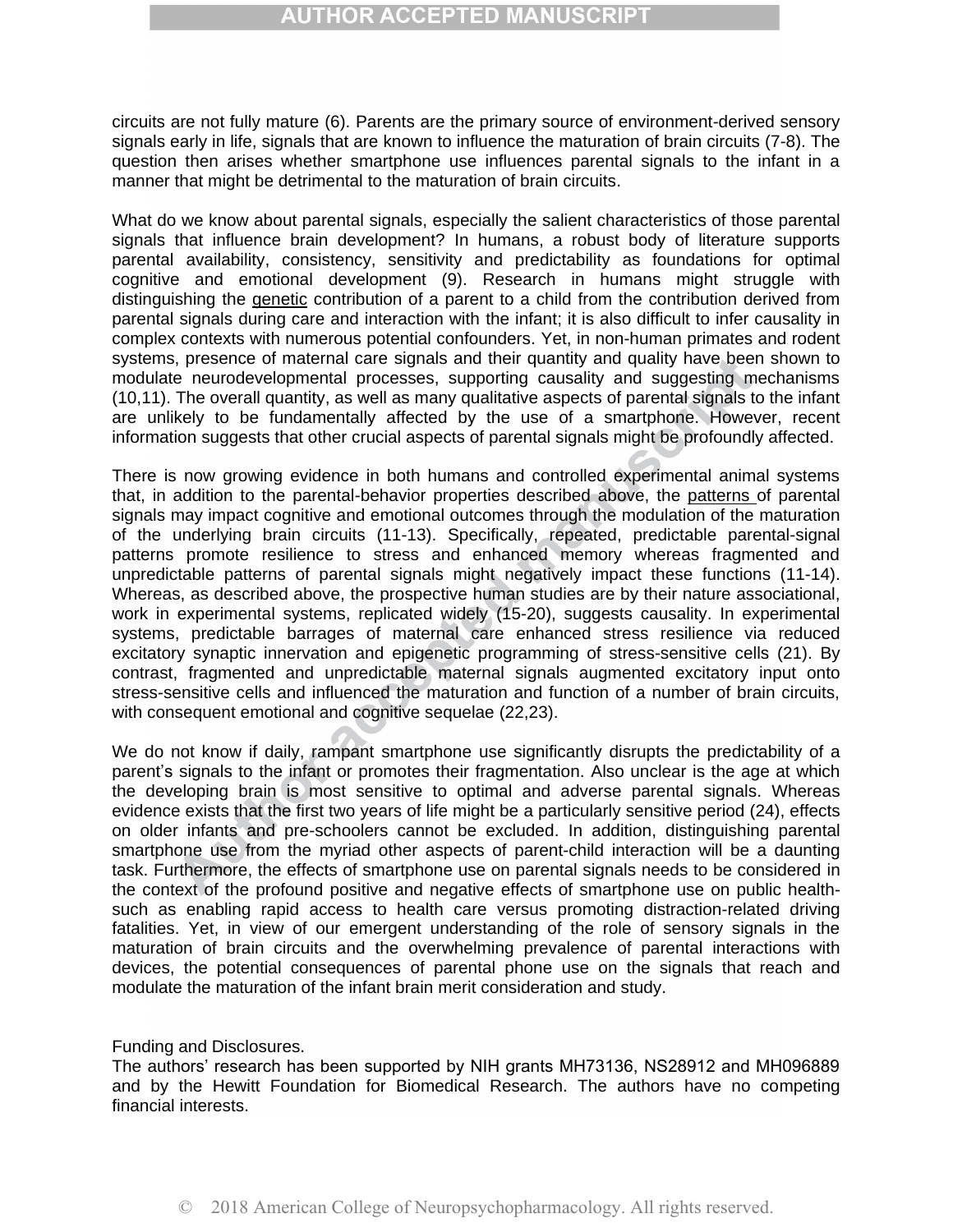circuits are not fully mature (6). Parents are the primary source of environment-derived sensory signals early in life, signals that are known to influence the maturation of brain circuits (7-8). The question then arises whether smartphone use influences parental signals to the infant in a manner that might be detrimental to the maturation of brain circuits.

What do we know about parental signals, especially the salient characteristics of those parental signals that influence brain development? In humans, a robust body of literature supports parental availability, consistency, sensitivity and predictability as foundations for optimal cognitive and emotional development (9). Research in humans might struggle with distinguishing the genetic contribution of a parent to a child from the contribution derived from parental signals during care and interaction with the infant; it is also difficult to infer causality in complex contexts with numerous potential confounders. Yet, in non-human primates and rodent systems, presence of maternal care signals and their quantity and quality have been shown to modulate neurodevelopmental processes, supporting causality and suggesting mechanisms (10,11). The overall quantity, as well as many qualitative aspects of parental signals to the infant are unlikely to be fundamentally affected by the use of a smartphone. However, recent information suggests that other crucial aspects of parental signals might be profoundly affected.

There is now growing evidence in both humans and controlled experimental animal systems that, in addition to the parental-behavior properties described above, the patterns of parental signals may impact cognitive and emotional outcomes through the modulation of the maturation of the underlying brain circuits (11-13). Specifically, repeated, predictable parental-signal patterns promote resilience to stress and enhanced memory whereas fragmented and unpredictable patterns of parental signals might negatively impact these functions (11-14). Whereas, as described above, the prospective human studies are by their nature associational, work in experimental systems, replicated widely (15-20), suggests causality. In experimental systems, predictable barrages of maternal care enhanced stress resilience via reduced excitatory synaptic innervation and epigenetic programming of stress-sensitive cells (21). By contrast, fragmented and unpredictable maternal signals augmented excitatory input onto stress-sensitive cells and influenced the maturation and function of a number of brain circuits, with consequent emotional and cognitive sequelae (22,23).

We do not know if daily, rampant smartphone use significantly disrupts the predictability of a parent's signals to the infant or promotes their fragmentation. Also unclear is the age at which the developing brain is most sensitive to optimal and adverse parental signals. Whereas evidence exists that the first two years of life might be a particularly sensitive period (24), effects on older infants and pre-schoolers cannot be excluded. In addition, distinguishing parental smartphone use from the myriad other aspects of parent-child interaction will be a daunting task. Furthermore, the effects of smartphone use on parental signals needs to be considered in the context of the profound positive and negative effects of smartphone use on public health-such as enabling rapid access to health care versus promoting distraction-related driving fatalities. Yet, in view of our emergent understanding of the role of sensory signals in the maturation of brain circuits and the overwhelming prevalence of parental interactions with devices, the potential consequences of parental phone use on the signals that reach and modulate the maturation of the infant brain merit consideration and study.

Funding and Disclosures.
The authors' research has been supported by NIH grants MH73136, NS28912 and MH096889 and by the Hewitt Foundation for Biomedical Research. The authors have no competing financial interests.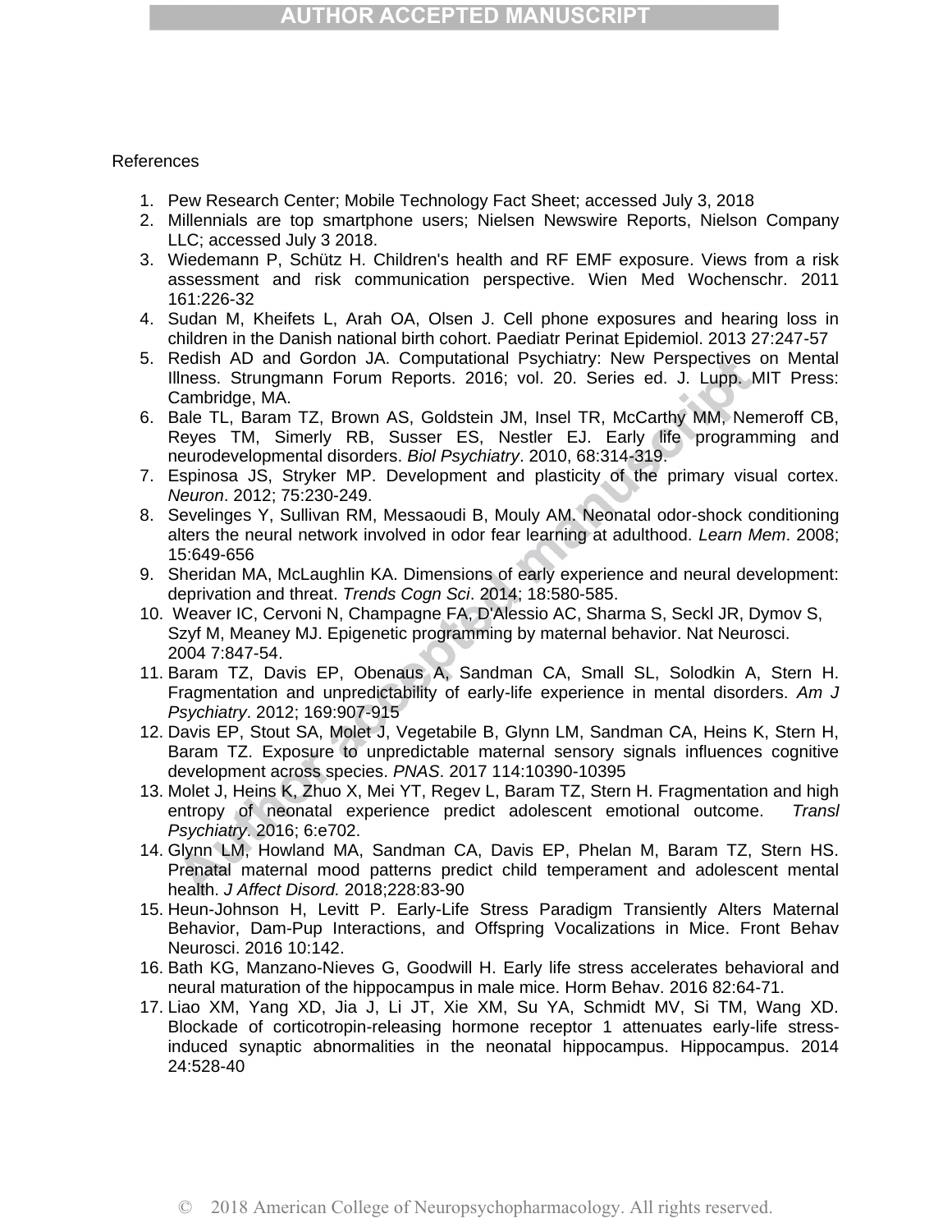References

1. Pew Research Center; Mobile Technology Fact Sheet; accessed July 3, 2018
2. Millennials are top smartphone users; Nielsen Newswire Reports, Nielson Company LLC; accessed July 3 2018.
3. Wiedemann P, Schütz H. Children's health and RF EMF exposure. Views from a risk assessment and risk communication perspective. Wien Med Wochenschr. 2011 161:226-32
4. Sudan M, Kheifets L, Arah OA, Olsen J. Cell phone exposures and hearing loss in children in the Danish national birth cohort. Paediatr Perinat Epidemiol. 2013 27:247-57
5. Redish AD and Gordon JA. Computational Psychiatry: New Perspectives on Mental Illness. Strungmann Forum Reports. 2016; vol. 20. Series ed. J. Lupp. MIT Press: Cambridge, MA.
6. Bale TL, Baram TZ, Brown AS, Goldstein JM, Insel TR, McCarthy MM, Nemeroff CB, Reyes TM, Simerly RB, Susser ES, Nestler EJ. Early life programming and neurodevelopmental disorders. *Biol Psychiatry*. 2010, 68:314-319.
7. Espinosa JS, Stryker MP. Development and plasticity of the primary visual cortex. *Neuron*. 2012; 75:230-249.
8. Sevelinges Y, Sullivan RM, Messaoudi B, Mouly AM. Neonatal odor-shock conditioning alters the neural network involved in odor fear learning at adulthood. *Learn Mem*. 2008; 15:649-656
9. Sheridan MA, McLaughlin KA. Dimensions of early experience and neural development: deprivation and threat. *Trends Cogn Sci*. 2014; 18:580-585.
10. Weaver IC, Cervoni N, Champagne FA, D'Alessio AC, Sharma S, Seckl JR, Dymov S, Szyf M, Meaney MJ. Epigenetic programming by maternal behavior. Nat Neurosci. 2004 7:847-54.
11. Baram TZ, Davis EP, Obenaus A, Sandman CA, Small SL, Solodkin A, Stern H. Fragmentation and unpredictability of early-life experience in mental disorders. *Am J Psychiatry*. 2012; 169:907-915
12. Davis EP, Stout SA, Molet J, Vegetabile B, Glynn LM, Sandman CA, Heins K, Stern H, Baram TZ. Exposure to unpredictable maternal sensory signals influences cognitive development across species. *PNAS*. 2017 114:10390-10395
13. Molet J, Heins K, Zhuo X, Mei YT, Regev L, Baram TZ, Stern H. Fragmentation and high entropy of neonatal experience predict adolescent emotional outcome. *Transl Psychiatry*. 2016; 6:e702.
14. Glynn LM, Howland MA, Sandman CA, Davis EP, Phelan M, Baram TZ, Stern HS. Prenatal maternal mood patterns predict child temperament and adolescent mental health. *J Affect Disord.* 2018;228:83-90
15. Heun-Johnson H, Levitt P. Early-Life Stress Paradigm Transiently Alters Maternal Behavior, Dam-Pup Interactions, and Offspring Vocalizations in Mice. Front Behav Neurosci. 2016 10:142.
16. Bath KG, Manzano-Nieves G, Goodwill H. Early life stress accelerates behavioral and neural maturation of the hippocampus in male mice. Horm Behav. 2016 82:64-71.
17. Liao XM, Yang XD, Jia J, Li JT, Xie XM, Su YA, Schmidt MV, Si TM, Wang XD. Blockade of corticotropin-releasing hormone receptor 1 attenuates early-life stress-induced synaptic abnormalities in the neonatal hippocampus. Hippocampus. 2014 24:528-40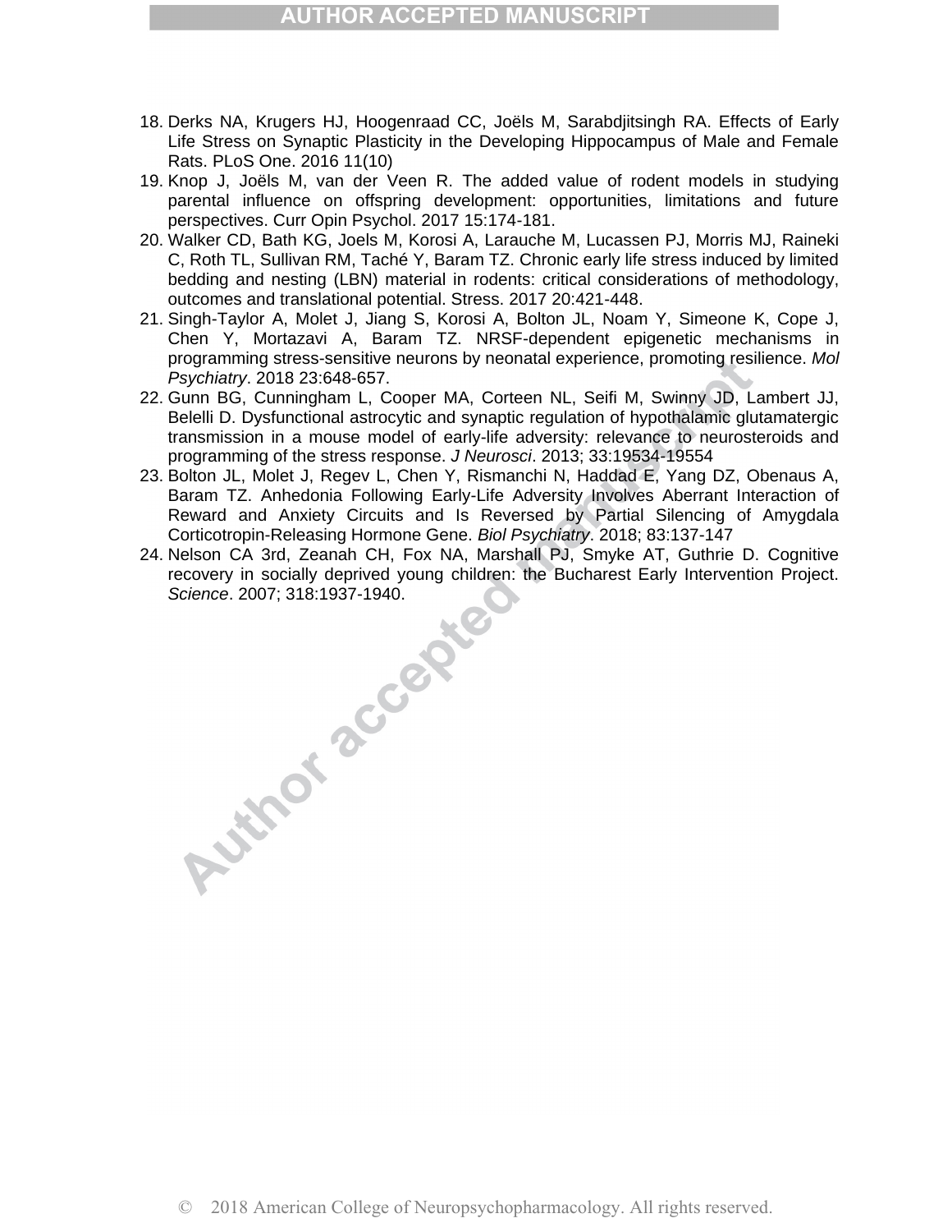18. Derks NA, Krugers HJ, Hoogenraad CC, Joëls M, Sarabdjitsingh RA. Effects of Early Life Stress on Synaptic Plasticity in the Developing Hippocampus of Male and Female Rats. PLoS One. 2016 11(10)
19. Knop J, Joëls M, van der Veen R. The added value of rodent models in studying parental influence on offspring development: opportunities, limitations and future perspectives. Curr Opin Psychol. 2017 15:174-181.
20. Walker CD, Bath KG, Joels M, Korosi A, Larauche M, Lucassen PJ, Morris MJ, Raineki C, Roth TL, Sullivan RM, Taché Y, Baram TZ. Chronic early life stress induced by limited bedding and nesting (LBN) material in rodents: critical considerations of methodology, outcomes and translational potential. Stress. 2017 20:421-448.
21. Singh-Taylor A, Molet J, Jiang S, Korosi A, Bolton JL, Noam Y, Simeone K, Cope J, Chen Y, Mortazavi A, Baram TZ. NRSF-dependent epigenetic mechanisms in programming stress-sensitive neurons by neonatal experience, promoting resilience. *Mol Psychiatry*. 2018 23:648-657.
22. Gunn BG, Cunningham L, Cooper MA, Corteen NL, Seifi M, Swinny JD, Lambert JJ, Belelli D. Dysfunctional astrocytic and synaptic regulation of hypothalamic glutamatergic transmission in a mouse model of early-life adversity: relevance to neurosteroids and programming of the stress response. *J Neurosci*. 2013; 33:19534-19554
23. Bolton JL, Molet J, Regev L, Chen Y, Rismanchi N, Haddad E, Yang DZ, Obenaus A, Baram TZ. Anhedonia Following Early-Life Adversity Involves Aberrant Interaction of Reward and Anxiety Circuits and Is Reversed by Partial Silencing of Amygdala Corticotropin-Releasing Hormone Gene. *Biol Psychiatry*. 2018; 83:137-147
24. Nelson CA 3rd, Zeanah CH, Fox NA, Marshall PJ, Smyke AT, Guthrie D. Cognitive recovery in socially deprived young children: the Bucharest Early Intervention Project. *Science*. 2007; 318:1937-1940.